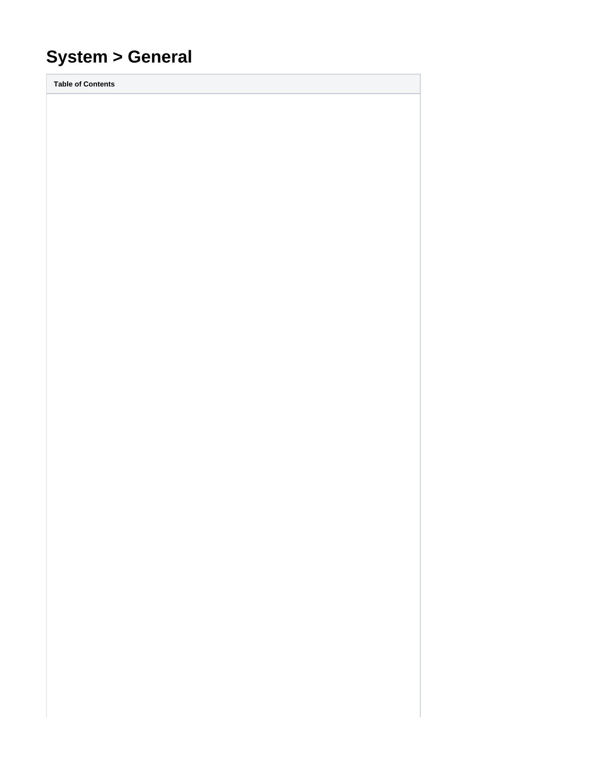# System > General

| Table of Contents |
| --- |
| |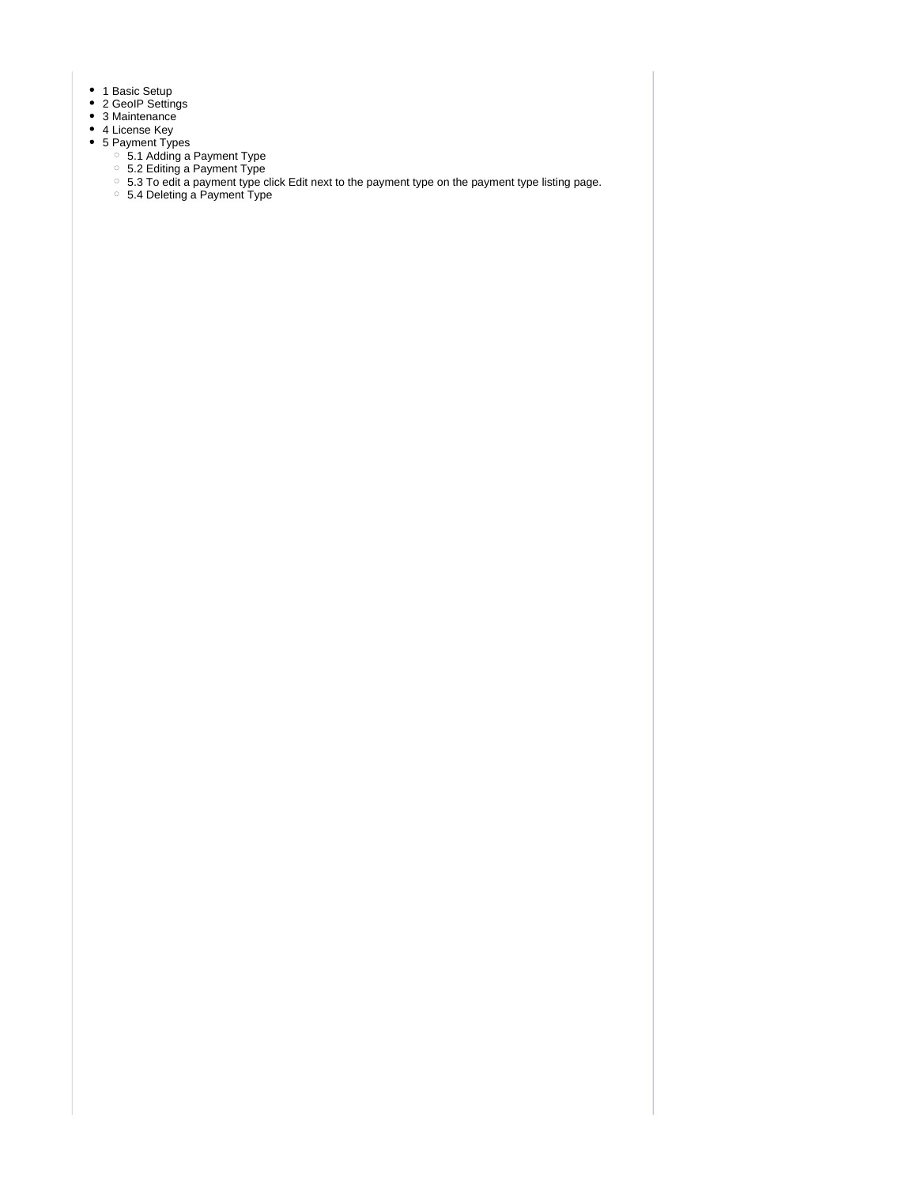- 1 Basic Setup
- 2 GeoIP Settings
- 3 Maintenance
- 4 License Key
- 5 Payment Types
  - 5.1 Adding a Payment Type
  - 5.2 Editing a Payment Type
  - 5.3 To edit a payment type click Edit next to the payment type on the payment type listing page.
  - 5.4 Deleting a Payment Type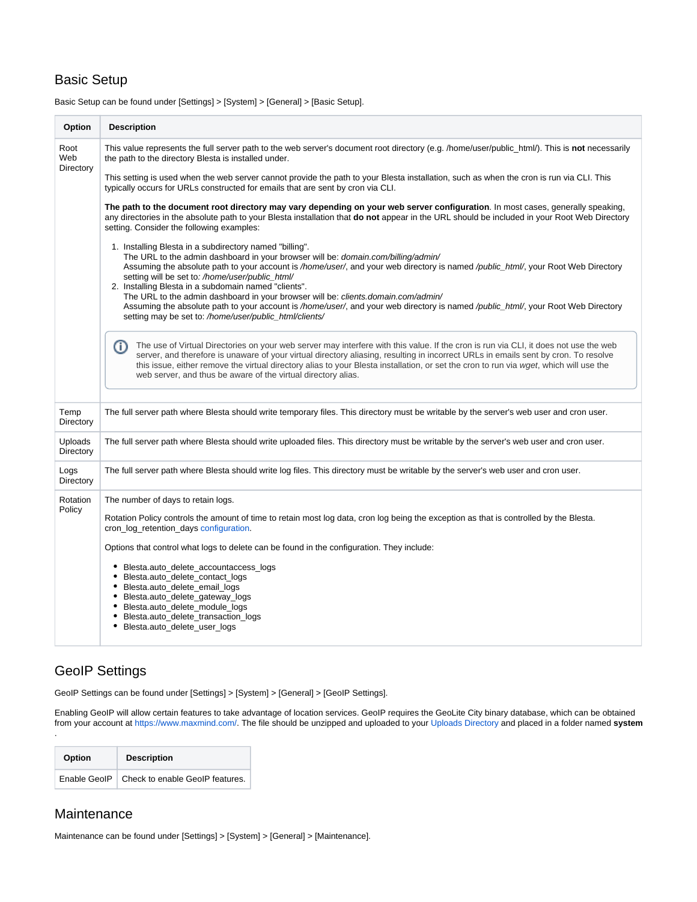## Basic Setup

Basic Setup can be found under [Settings] > [System] > [General] > [Basic Setup].

| Option | Description |
|---|---|
| Root Web Directory | This value represents the full server path to the web server's document root directory (e.g. /home/user/public_html/). This is **not** necessarily the path to the directory Blesta is installed under.<br><br>This setting is used when the web server cannot provide the path to your Blesta installation, such as when the cron is run via CLI. This typically occurs for URLs constructed for emails that are sent by cron via CLI.<br><br>**The path to the document root directory may vary depending on your web server configuration**. In most cases, generally speaking, any directories in the absolute path to your Blesta installation that **do not** appear in the URL should be included in your Root Web Directory setting. Consider the following examples:<br><br>1. Installing Blesta in a subdirectory named "billing".<br>The URL to the admin dashboard in your browser will be: *domain.com/billing/admin/*<br>Assuming the absolute path to your account is */home/user/*, and your web directory is named */public_html/*, your Root Web Directory setting will be set to*: /home/user/public_html/*<br>2. Installing Blesta in a subdomain named "clients".<br>The URL to the admin dashboard in your browser will be: *clients.domain.com/admin/*<br>Assuming the absolute path to your account is */home/user/*, and your web directory is named */public_html/*, your Root Web Directory setting may be set to: */home/user/public_html/clients/*<br><br>ⓘ The use of Virtual Directories on your web server may interfere with this value. If the cron is run via CLI, it does not use the web server, and therefore is unaware of your virtual directory aliasing, resulting in incorrect URLs in emails sent by cron. To resolve this issue, either remove the virtual directory alias to your Blesta installation, or set the cron to run via *wget*, which will use the web server, and thus be aware of the virtual directory alias. |
| Temp Directory | The full server path where Blesta should write temporary files. This directory must be writable by the server's web user and cron user. |
| Uploads Directory | The full server path where Blesta should write uploaded files. This directory must be writable by the server's web user and cron user. |
| Logs Directory | The full server path where Blesta should write log files. This directory must be writable by the server's web user and cron user. |
| Rotation Policy | The number of days to retain logs.<br><br>Rotation Policy controls the amount of time to retain most log data, cron log being the exception as that is controlled by the Blesta. cron_log_retention_days configuration.<br><br>Options that control what logs to delete can be found in the configuration. They include:<br><br>• Blesta.auto_delete_accountaccess_logs<br>• Blesta.auto_delete_contact_logs<br>• Blesta.auto_delete_email_logs<br>• Blesta.auto_delete_gateway_logs<br>• Blesta.auto_delete_module_logs<br>• Blesta.auto_delete_transaction_logs<br>• Blesta.auto_delete_user_logs |

## GeoIP Settings

GeoIP Settings can be found under [Settings] > [System] > [General] > [GeoIP Settings].

Enabling GeoIP will allow certain features to take advantage of location services. GeoIP requires the GeoLite City binary database, which can be obtained from your account at https://www.maxmind.com/. The file should be unzipped and uploaded to your Uploads Directory and placed in a folder named **system**.

| Option | Description |
|---|---|
| Enable GeoIP | Check to enable GeoIP features. |

## Maintenance

Maintenance can be found under [Settings] > [System] > [General] > [Maintenance].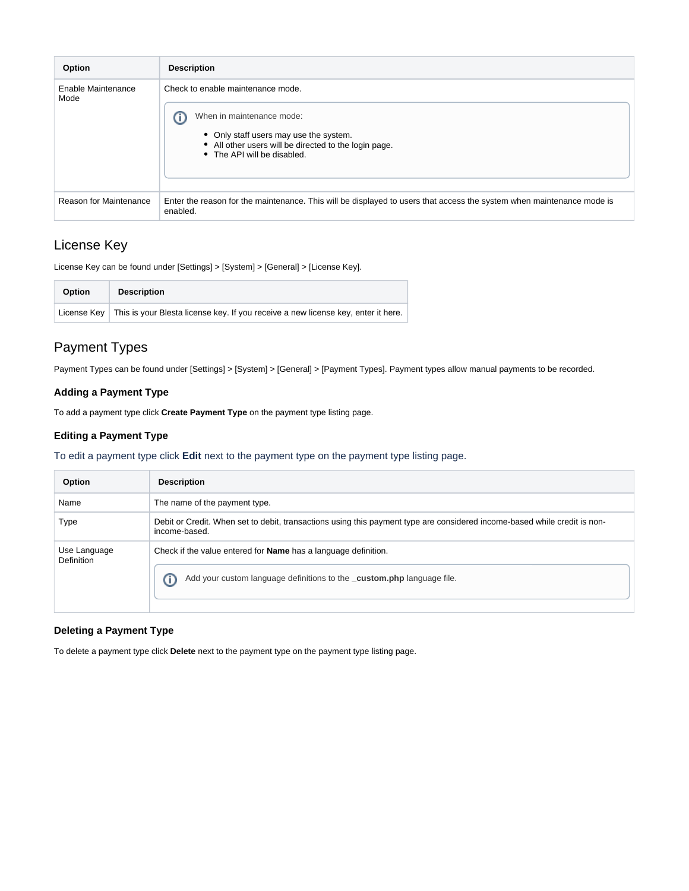| Option | Description |
| --- | --- |
| Enable Maintenance Mode | Check to enable maintenance mode.<br><br>When in maintenance mode:<br>• Only staff users may use the system.<br>• All other users will be directed to the login page.<br>• The API will be disabled. |
| Reason for Maintenance | Enter the reason for the maintenance. This will be displayed to users that access the system when maintenance mode is enabled. |

## License Key

License Key can be found under [Settings] > [System] > [General] > [License Key].

| Option | Description |
| --- | --- |
| License Key | This is your Blesta license key. If you receive a new license key, enter it here. |

## Payment Types

Payment Types can be found under [Settings] > [System] > [General] > [Payment Types]. Payment types allow manual payments to be recorded.

### Adding a Payment Type

To add a payment type click **Create Payment Type** on the payment type listing page.

### Editing a Payment Type

To edit a payment type click **Edit** next to the payment type on the payment type listing page.

| Option | Description |
| --- | --- |
| Name | The name of the payment type. |
| Type | Debit or Credit. When set to debit, transactions using this payment type are considered income-based while credit is non-income-based. |
| Use Language Definition | Check if the value entered for **Name** has a language definition.<br><br>Add your custom language definitions to the **_custom.php** language file. |

### Deleting a Payment Type

To delete a payment type click **Delete** next to the payment type on the payment type listing page.